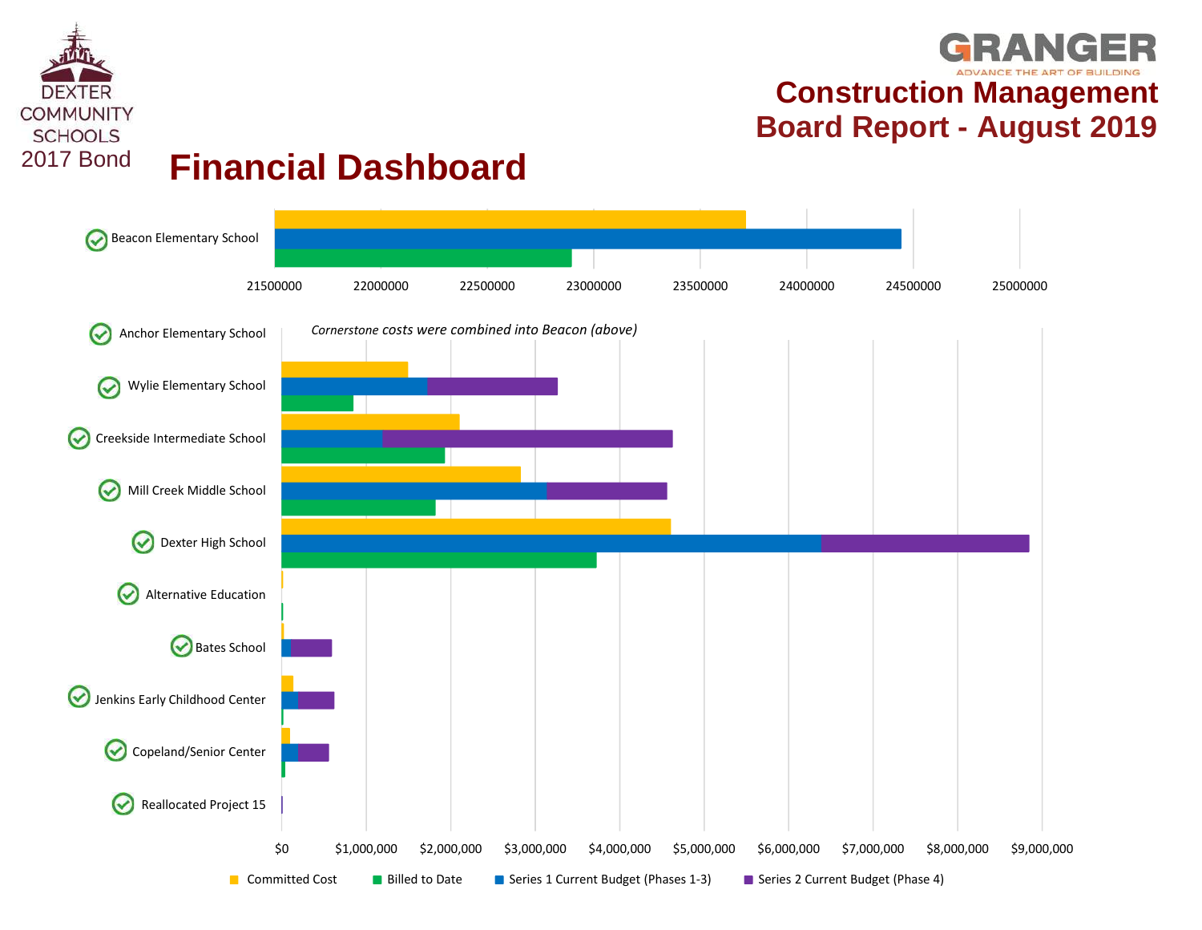DEXTER COMMUNITY SCHOOLS

2017 Bond

GRANGER

ADVANCE THE ART OF BUILDING

# Construction Management Board Report - August 2019

# Financial Dashboard

Beacon Elementary School

21500000 | 22000000 | 22500000 | 23000000 | 23500000 | 24000000 | 24500000 | 25000000

Anchor Elementary School

*Cornerstone costs were combined into Beacon (above)*

Wylie Elementary School

Creekside Intermediate School

Mill Creek Middle School

Dexter High School

Alternative Education

Bates School

Jenkins Early Childhood Center

Copeland/Senior Center

Reallocated Project 15

$0 | $1,000,000 | $2,000,000 | $3,000,000 | $4,000,000 | $5,000,000 | $6,000,000 | $7,000,000 | $8,000,000 | $9,000,000

Committed Cost | Billed to Date | Series 1 Current Budget (Phases 1-3) | Series 2 Current Budget (Phase 4)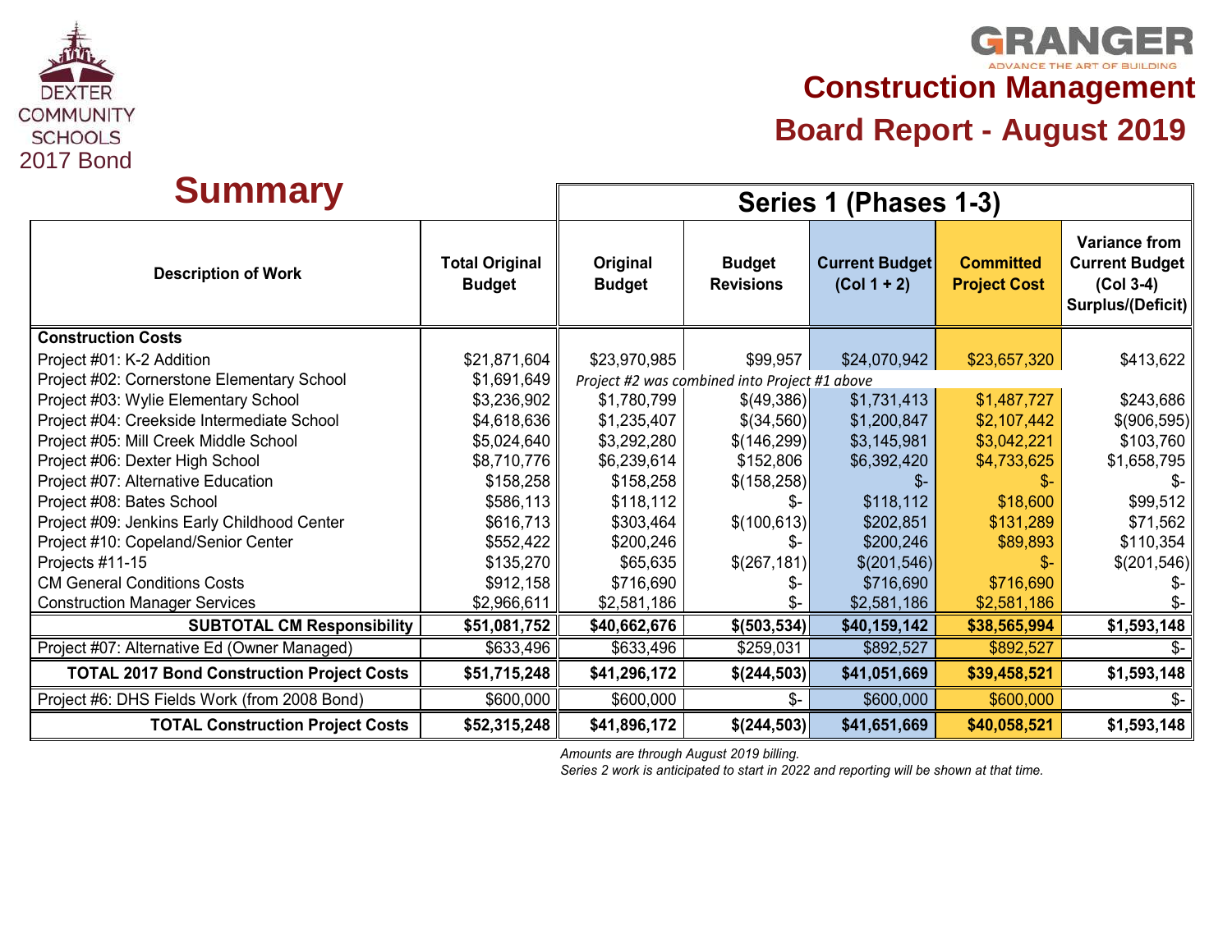Dexter Community Schools 2017 Bond

GRANGER
ADVANCE THE ART OF BUILDING

# Construction Management

## Board Report - August 2019

## Summary

| Description of Work | Total Original Budget | Series 1 (Phases 1-3) | | | | |
|---|---|---|---|---|---|---|
| | | Original Budget | Budget Revisions | Current Budget (Col 1 + 2) | Committed Project Cost | Variance from Current Budget (Col 3-4) Surplus/(Deficit) |
| **Construction Costs** | | | | | | |
| Project #01: K-2 Addition | $21,871,604 | $23,970,985 | $99,957 | $24,070,942 | $23,657,320 | $413,622 |
| Project #02: Cornerstone Elementary School | $1,691,649 | *Project #2 was combined into Project #1 above* | | | | |
| Project #03: Wylie Elementary School | $3,236,902 | $1,780,799 | $(49,386) | $1,731,413 | $1,487,727 | $243,686 |
| Project #04: Creekside Intermediate School | $4,618,636 | $1,235,407 | $(34,560) | $1,200,847 | $2,107,442 | $(906,595) |
| Project #05: Mill Creek Middle School | $5,024,640 | $3,292,280 | $(146,299) | $3,145,981 | $3,042,221 | $103,760 |
| Project #06: Dexter High School | $8,710,776 | $6,239,614 | $152,806 | $6,392,420 | $4,733,625 | $1,658,795 |
| Project #07: Alternative Education | $158,258 | $158,258 | $(158,258) | $- | $- | $- |
| Project #08: Bates School | $586,113 | $118,112 | $- | $118,112 | $18,600 | $99,512 |
| Project #09: Jenkins Early Childhood Center | $616,713 | $303,464 | $(100,613) | $202,851 | $131,289 | $71,562 |
| Project #10: Copeland/Senior Center | $552,422 | $200,246 | $- | $200,246 | $89,893 | $110,354 |
| Projects #11-15 | $135,270 | $65,635 | $(267,181) | $(201,546) | $- | $(201,546) |
| CM General Conditions Costs | $912,158 | $716,690 | $- | $716,690 | $716,690 | $- |
| Construction Manager Services | $2,966,611 | $2,581,186 | $- | $2,581,186 | $2,581,186 | $- |
| **SUBTOTAL CM Responsibility** | **$51,081,752** | **$40,662,676** | **$(503,534)** | **$40,159,142** | **$38,565,994** | **$1,593,148** |
| Project #07: Alternative Ed (Owner Managed) | $633,496 | $633,496 | $259,031 | $892,527 | $892,527 | $- |
| **TOTAL 2017 Bond Construction Project Costs** | **$51,715,248** | **$41,296,172** | **$(244,503)** | **$41,051,669** | **$39,458,521** | **$1,593,148** |
| Project #6: DHS Fields Work (from 2008 Bond) | $600,000 | $600,000 | $- | $600,000 | $600,000 | $- |
| **TOTAL Construction Project Costs** | **$52,315,248** | **$41,896,172** | **$(244,503)** | **$41,651,669** | **$40,058,521** | **$1,593,148** |

*Amounts are through August 2019 billing.*
*Series 2 work is anticipated to start in 2022 and reporting will be shown at that time.*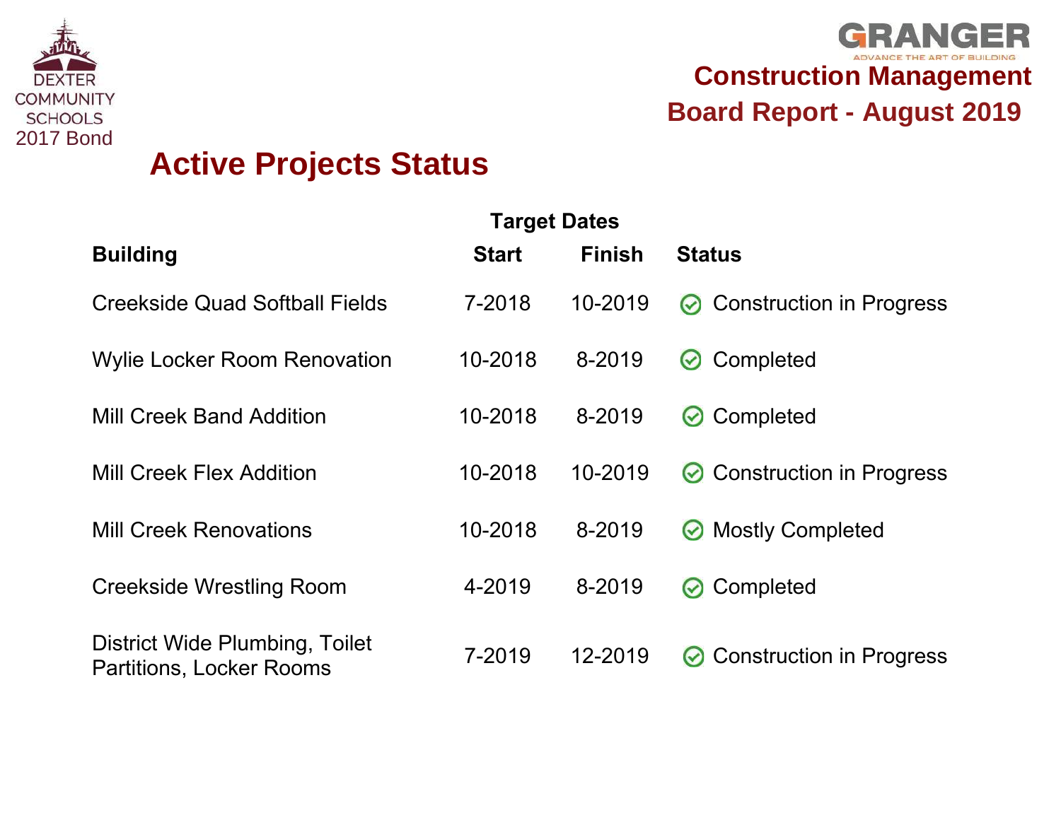DEXTER COMMUNITY SCHOOLS
2017 Bond

GRANGER
ADVANCE THE ART OF BUILDING

**Construction Management**
**Board Report - August 2019**

# Active Projects Status

| Building | Target Dates Start | Target Dates Finish | Status |
|---|---|---|---|
| Creekside Quad Softball Fields | 7-2018 | 10-2019 | Construction in Progress |
| Wylie Locker Room Renovation | 10-2018 | 8-2019 | Completed |
| Mill Creek Band Addition | 10-2018 | 8-2019 | Completed |
| Mill Creek Flex Addition | 10-2018 | 10-2019 | Construction in Progress |
| Mill Creek Renovations | 10-2018 | 8-2019 | Mostly Completed |
| Creekside Wrestling Room | 4-2019 | 8-2019 | Completed |
| District Wide Plumbing, Toilet Partitions, Locker Rooms | 7-2019 | 12-2019 | Construction in Progress |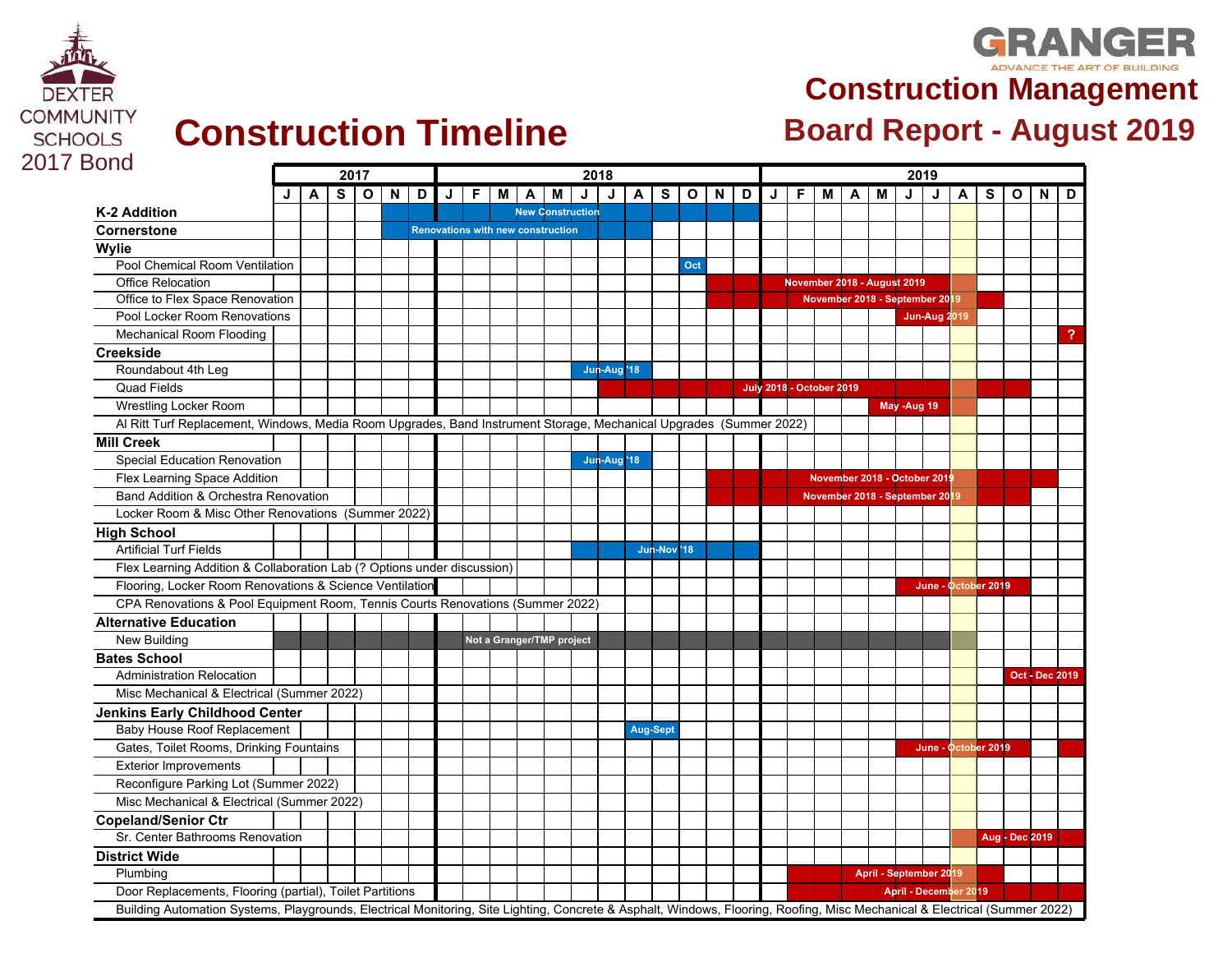Dexter Community Schools 2017 Bond

GRANGER — Advance the Art of Building

# Construction Timeline

## Construction Management Board Report - August 2019

| Project | 2017 | 2018 | 2019 |
|---|---|---|---|
| **K-2 Addition** | | New Construction | |
| **Cornerstone** | | Renovations with new construction | |
| **Wylie** | | | |
| Pool Chemical Room Ventilation | | Oct | |
| Office Relocation | | | November 2018 - August 2019 |
| Office to Flex Space Renovation | | | November 2018 - September 2019 |
| Pool Locker Room Renovations | | | Jun-Aug 2019 |
| Mechanical Room Flooding | | | ? |
| **Creekside** | | | |
| Roundabout 4th Leg | | Jun-Aug '18 | |
| Quad Fields | | | July 2018 - October 2019 |
| Wrestling Locker Room | | | May -Aug 19 |
| Al Ritt Turf Replacement, Windows, Media Room Upgrades, Band Instrument Storage, Mechanical Upgrades (Summer 2022) | | | |
| **Mill Creek** | | | |
| Special Education Renovation | | Jun-Aug '18 | |
| Flex Learning Space Addition | | | November 2018 - October 2019 |
| Band Addition & Orchestra Renovation | | | November 2018 - September 2019 |
| Locker Room & Misc Other Renovations (Summer 2022) | | | |
| **High School** | | | |
| Artificial Turf Fields | | Jun-Nov '18 | |
| Flex Learning Addition & Collaboration Lab (? Options under discussion) | | | |
| Flooring, Locker Room Renovations & Science Ventilation | | | June - October 2019 |
| CPA Renovations & Pool Equipment Room, Tennis Courts Renovations (Summer 2022) | | | |
| **Alternative Education** | | | |
| New Building | | Not a Granger/TMP project | |
| **Bates School** | | | |
| Administration Relocation | | | Oct - Dec 2019 |
| Misc Mechanical & Electrical (Summer 2022) | | | |
| **Jenkins Early Childhood Center** | | | |
| Baby House Roof Replacement | | Aug-Sept | |
| Gates, Toilet Rooms, Drinking Fountains | | | June - October 2019 |
| Exterior Improvements | | | |
| Reconfigure Parking Lot (Summer 2022) | | | |
| Misc Mechanical & Electrical (Summer 2022) | | | |
| **Copeland/Senior Ctr** | | | |
| Sr. Center Bathrooms Renovation | | | Aug - Dec 2019 |
| **District Wide** | | | |
| Plumbing | | | April - September 2019 |
| Door Replacements, Flooring (partial), Toilet Partitions | | | April - December 2019 |
| Building Automation Systems, Playgrounds, Electrical Monitoring, Site Lighting, Concrete & Asphalt, Windows, Flooring, Roofing, Misc Mechanical & Electrical (Summer 2022) | | | |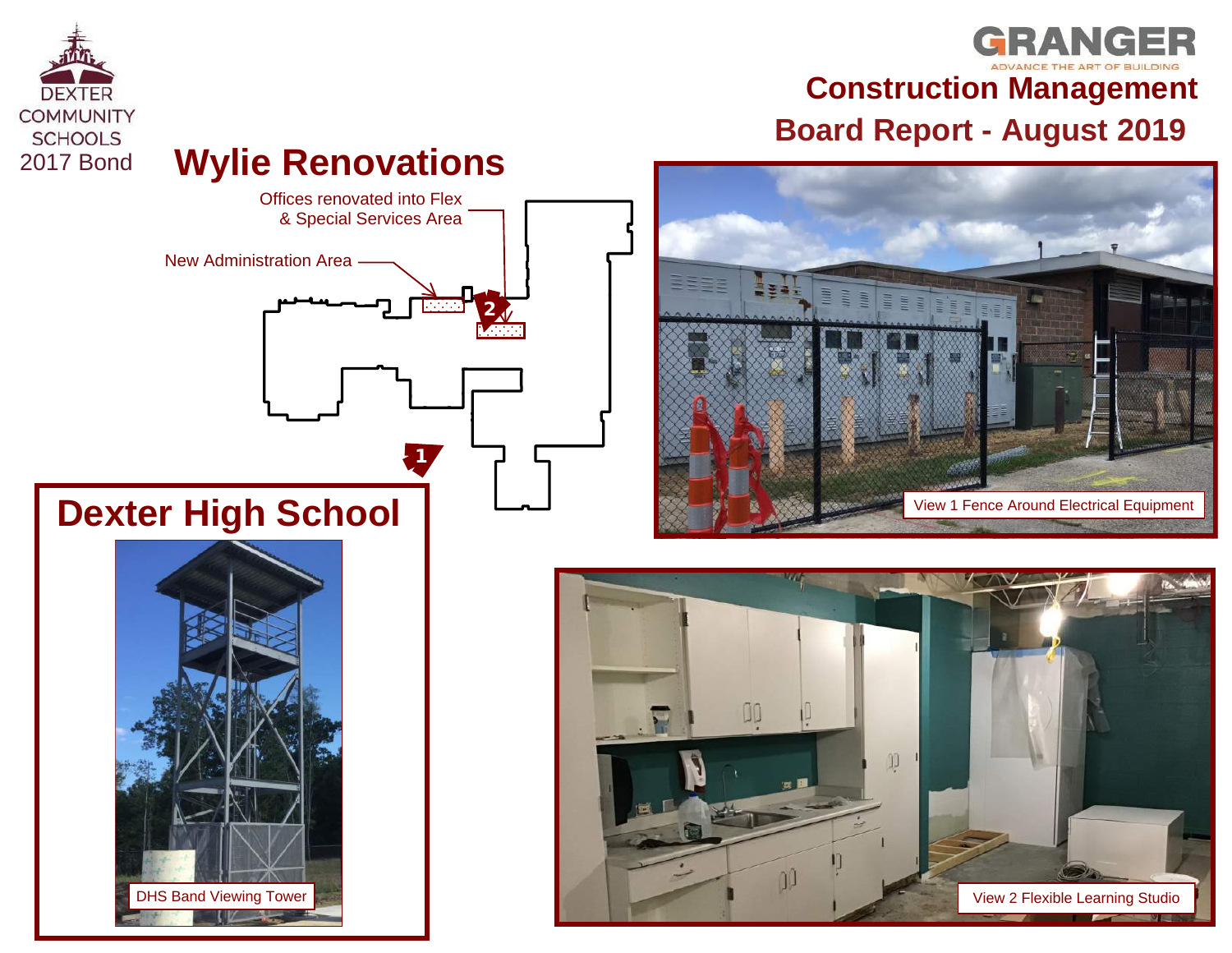DEXTER COMMUNITY SCHOOLS 2017 Bond

GRANGER
ADVANCE THE ART OF BUILDING

# Construction Management Board Report - August 2019

## Wylie Renovations

Offices renovated into Flex & Special Services Area

New Administration Area

View 1 Fence Around Electrical Equipment

View 2 Flexible Learning Studio

## Dexter High School

DHS Band Viewing Tower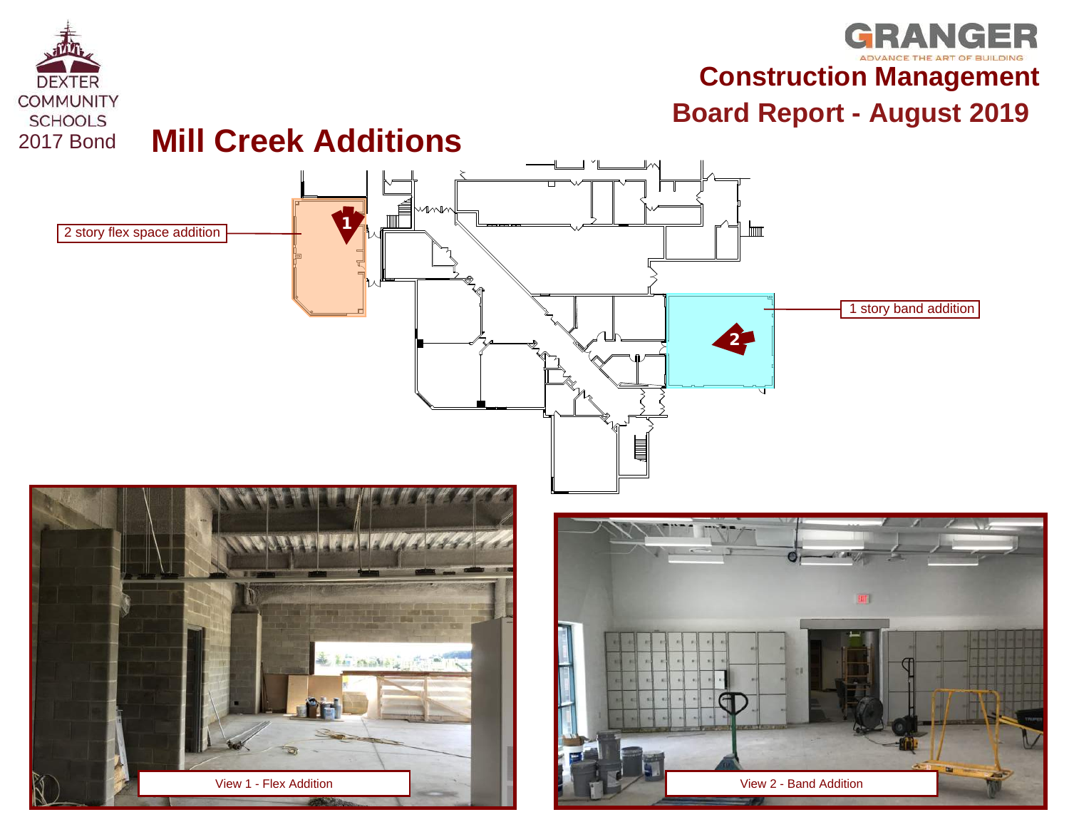DEXTER COMMUNITY SCHOOLS

2017 Bond

GRANGER

ADVANCE THE ART OF BUILDING

# Construction Management

## Board Report - August 2019

# Mill Creek Additions

2 story flex space addition

1 story band addition

1

2

View 1 - Flex Addition

View 2 - Band Addition